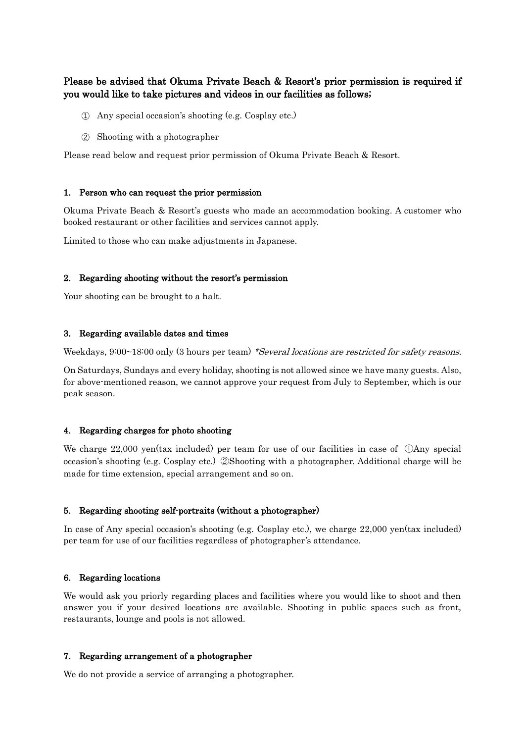**Please be advised that Okuma Private Beach & Resort's prior permission is required if you would like to take pictures and videos in our facilities as follows;**

① Any special occasion's shooting (e.g. Cosplay etc.)

② Shooting with a photographer

Please read below and request prior permission of Okuma Private Beach & Resort.

### 1. Person who can request the prior permission

Okuma Private Beach & Resort's guests who made an accommodation booking. A customer who booked restaurant or other facilities and services cannot apply.

Limited to those who can make adjustments in Japanese.

### 2. Regarding shooting without the resort's permission

Your shooting can be brought to a halt.

### 3. Regarding available dates and times

Weekdays, 9:00~18:00 only (3 hours per team) *\*Several locations are restricted for safety reasons.*

On Saturdays, Sundays and every holiday, shooting is not allowed since we have many guests. Also, for above-mentioned reason, we cannot approve your request from July to September, which is our peak season.

### 4. Regarding charges for photo shooting

We charge 22,000 yen(tax included) per team for use of our facilities in case of ①Any special occasion's shooting (e.g. Cosplay etc.) ②Shooting with a photographer. Additional charge will be made for time extension, special arrangement and so on.

### 5. Regarding shooting self-portraits (without a photographer)

In case of Any special occasion's shooting (e.g. Cosplay etc.), we charge 22,000 yen(tax included) per team for use of our facilities regardless of photographer's attendance.

### 6. Regarding locations

We would ask you priorly regarding places and facilities where you would like to shoot and then answer you if your desired locations are available. Shooting in public spaces such as front, restaurants, lounge and pools is not allowed.

### 7. Regarding arrangement of a photographer

We do not provide a service of arranging a photographer.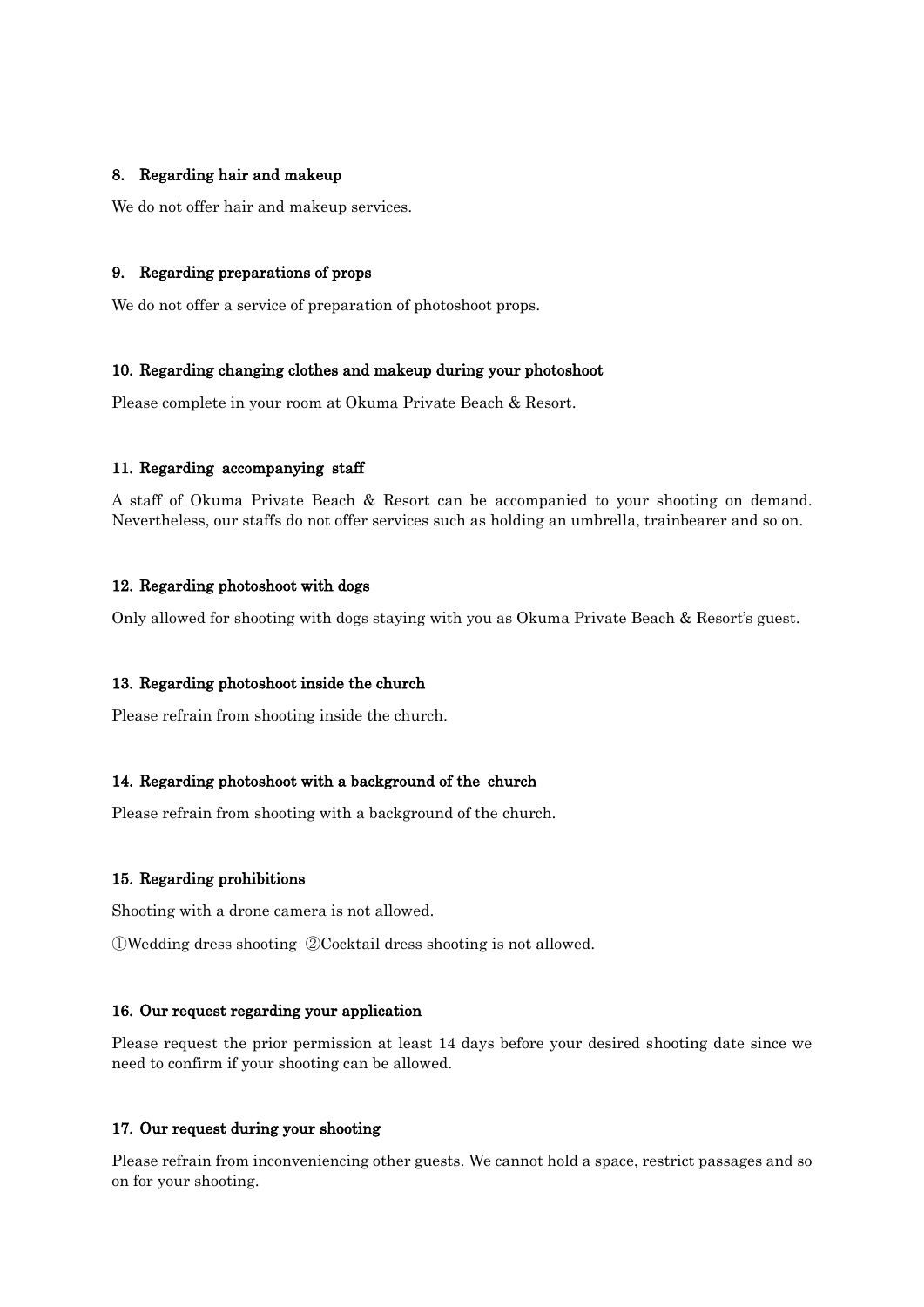### 8. Regarding hair and makeup

We do not offer hair and makeup services.

### 9. Regarding preparations of props

We do not offer a service of preparation of photoshoot props.

### 10. Regarding changing clothes and makeup during your photoshoot

Please complete in your room at Okuma Private Beach & Resort.

### 11. Regarding accompanying staff

A staff of Okuma Private Beach & Resort can be accompanied to your shooting on demand. Nevertheless, our staffs do not offer services such as holding an umbrella, trainbearer and so on.

### 12. Regarding photoshoot with dogs

Only allowed for shooting with dogs staying with you as Okuma Private Beach & Resort's guest.

### 13. Regarding photoshoot inside the church

Please refrain from shooting inside the church.

### 14. Regarding photoshoot with a background of the church

Please refrain from shooting with a background of the church.

### 15. Regarding prohibitions

Shooting with a drone camera is not allowed.

①Wedding dress shooting ②Cocktail dress shooting is not allowed.

### 16. Our request regarding your application

Please request the prior permission at least 14 days before your desired shooting date since we need to confirm if your shooting can be allowed.

### 17. Our request during your shooting

Please refrain from inconveniencing other guests. We cannot hold a space, restrict passages and so on for your shooting.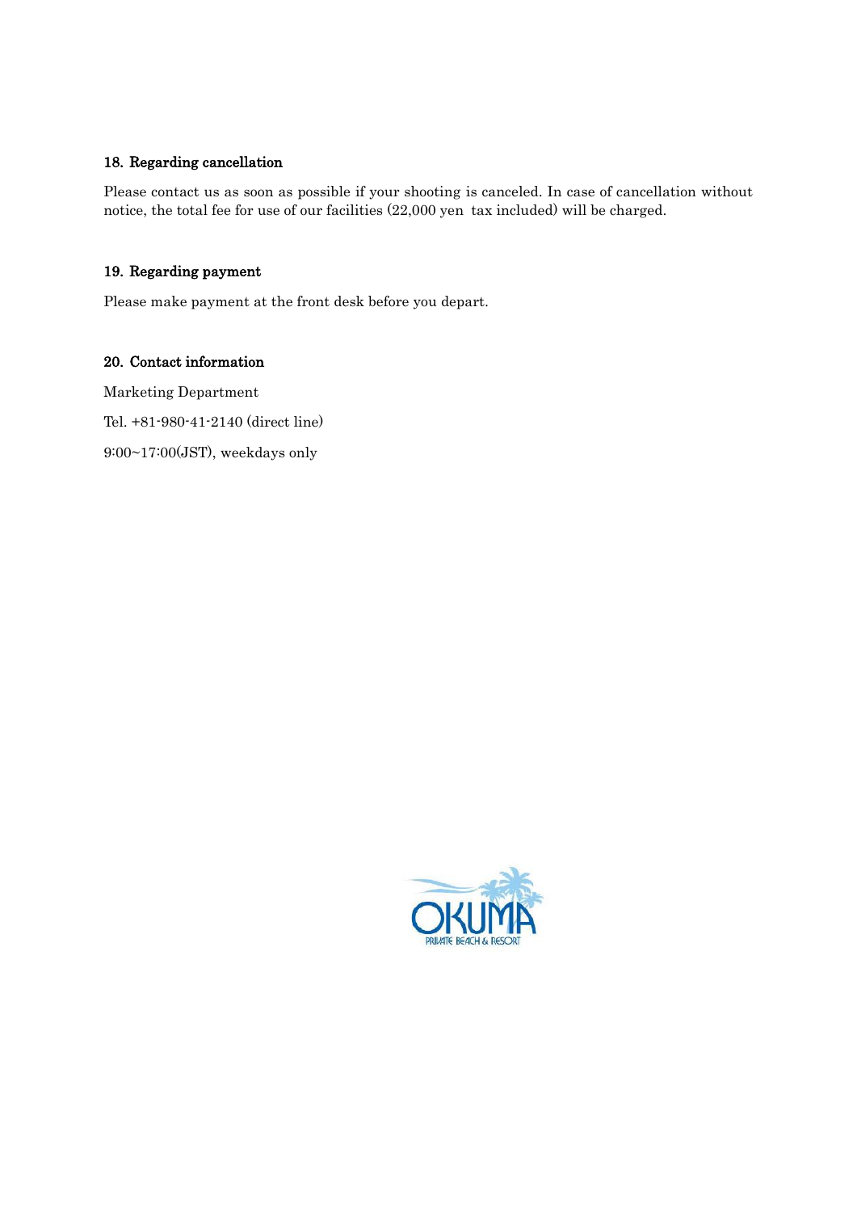### 18. Regarding cancellation

Please contact us as soon as possible if your shooting is canceled. In case of cancellation without notice, the total fee for use of our facilities (22,000 yen tax included) will be charged.

### 19. Regarding payment

Please make payment at the front desk before you depart.

### 20. Contact information

Marketing Department

Tel. +81-980-41-2140 (direct line)

9:00~17:00(JST), weekdays only

OKUMA
PRIVATE BEACH & RESORT